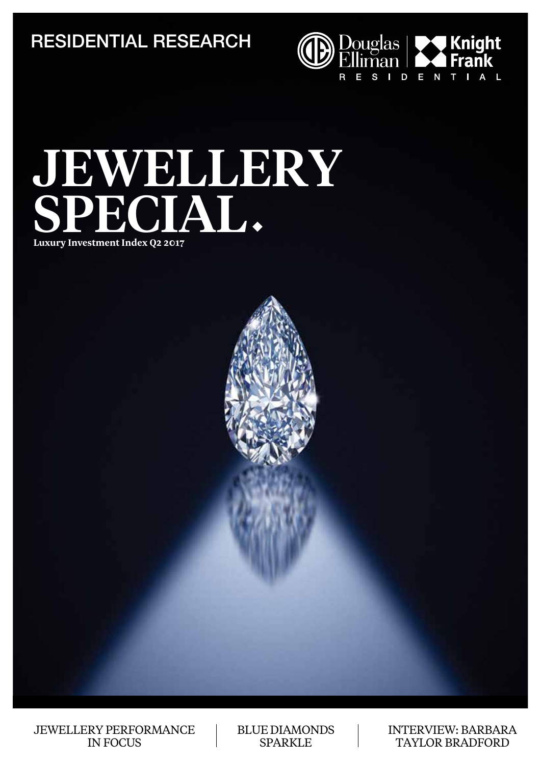RESIDENTIAL RESEARCH

Douglas Elliman | Knight Frank RESIDENTIAL

# JEWELLERY SPECIAL.

**Luxury Investment Index Q2 2017**

JEWELLERY PERFORMANCE IN FOCUS

BLUE DIAMONDS SPARKLE

INTERVIEW: BARBARA TAYLOR BRADFORD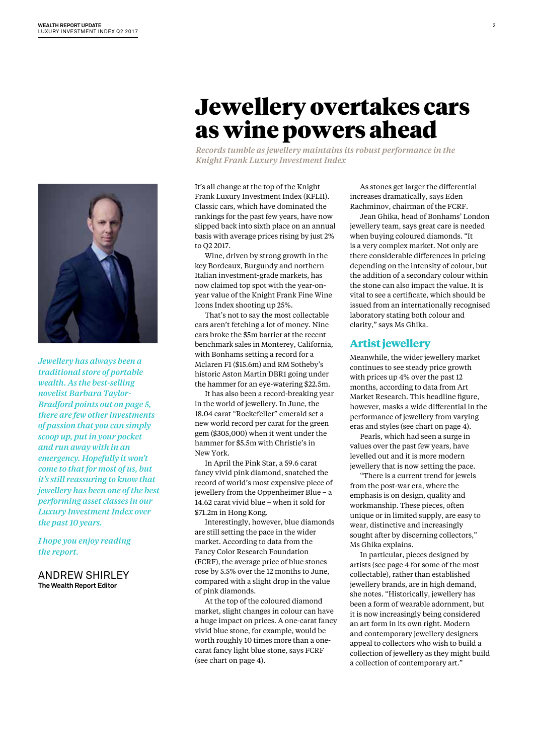# Jewellery overtakes cars as wine powers ahead

*Records tumble as jewellery maintains its robust performance in the Knight Frank Luxury Investment Index*

*Jewellery has always been a traditional store of portable wealth. As the best-selling novelist Barbara Taylor-Bradford points out on page 5, there are few other investments of passion that you can simply scoop up, put in your pocket and run away with in an emergency. Hopefully it won't come to that for most of us, but it's still reassuring to know that jewellery has been one of the best performing asset classes in our Luxury Investment Index over the past 10 years.*

*I hope you enjoy reading the report.*

ANDREW SHIRLEY
**The Wealth Report Editor**

It's all change at the top of the Knight Frank Luxury Investment Index (KFLII). Classic cars, which have dominated the rankings for the past few years, have now slipped back into sixth place on an annual basis with average prices rising by just 2% to Q2 2017.

Wine, driven by strong growth in the key Bordeaux, Burgundy and northern Italian investment-grade markets, has now claimed top spot with the year-on-year value of the Knight Frank Fine Wine Icons Index shooting up 25%.

That's not to say the most collectable cars aren't fetching a lot of money. Nine cars broke the $5m barrier at the recent benchmark sales in Monterey, California, with Bonhams setting a record for a Mclaren F1 ($15.6m) and RM Sotheby's historic Aston Martin DBR1 going under the hammer for an eye-watering $22.5m.

It has also been a record-breaking year in the world of jewellery. In June, the 18.04 carat "Rockefeller" emerald set a new world record per carat for the green gem ($305,000) when it went under the hammer for $5.5m with Christie's in New York.

In April the Pink Star, a 59.6 carat fancy vivid pink diamond, snatched the record of world's most expensive piece of jewellery from the Oppenheimer Blue – a 14.62 carat vivid blue – when it sold for $71.2m in Hong Kong.

Interestingly, however, blue diamonds are still setting the pace in the wider market. According to data from the Fancy Color Research Foundation (FCRF), the average price of blue stones rose by 5.5% over the 12 months to June, compared with a slight drop in the value of pink diamonds.

At the top of the coloured diamond market, slight changes in colour can have a huge impact on prices. A one-carat fancy vivid blue stone, for example, would be worth roughly 10 times more than a one-carat fancy light blue stone, says FCRF (see chart on page 4).

As stones get larger the differential increases dramatically, says Eden Rachminov, chairman of the FCRF.

Jean Ghika, head of Bonhams' London jewellery team, says great care is needed when buying coloured diamonds. "It is a very complex market. Not only are there considerable differences in pricing depending on the intensity of colour, but the addition of a secondary colour within the stone can also impact the value. It is vital to see a certificate, which should be issued from an internationally recognised laboratory stating both colour and clarity," says Ms Ghika.

## Artist jewellery

Meanwhile, the wider jewellery market continues to see steady price growth with prices up 4% over the past 12 months, according to data from Art Market Research. This headline figure, however, masks a wide differential in the performance of jewellery from varying eras and styles (see chart on page 4).

Pearls, which had seen a surge in values over the past few years, have levelled out and it is more modern jewellery that is now setting the pace.

"There is a current trend for jewels from the post-war era, where the emphasis is on design, quality and workmanship. These pieces, often unique or in limited supply, are easy to wear, distinctive and increasingly sought after by discerning collectors," Ms Ghika explains.

In particular, pieces designed by artists (see page 4 for some of the most collectable), rather than established jewellery brands, are in high demand, she notes. "Historically, jewellery has been a form of wearable adornment, but it is now increasingly being considered an art form in its own right. Modern and contemporary jewellery designers appeal to collectors who wish to build a collection of jewellery as they might build a collection of contemporary art."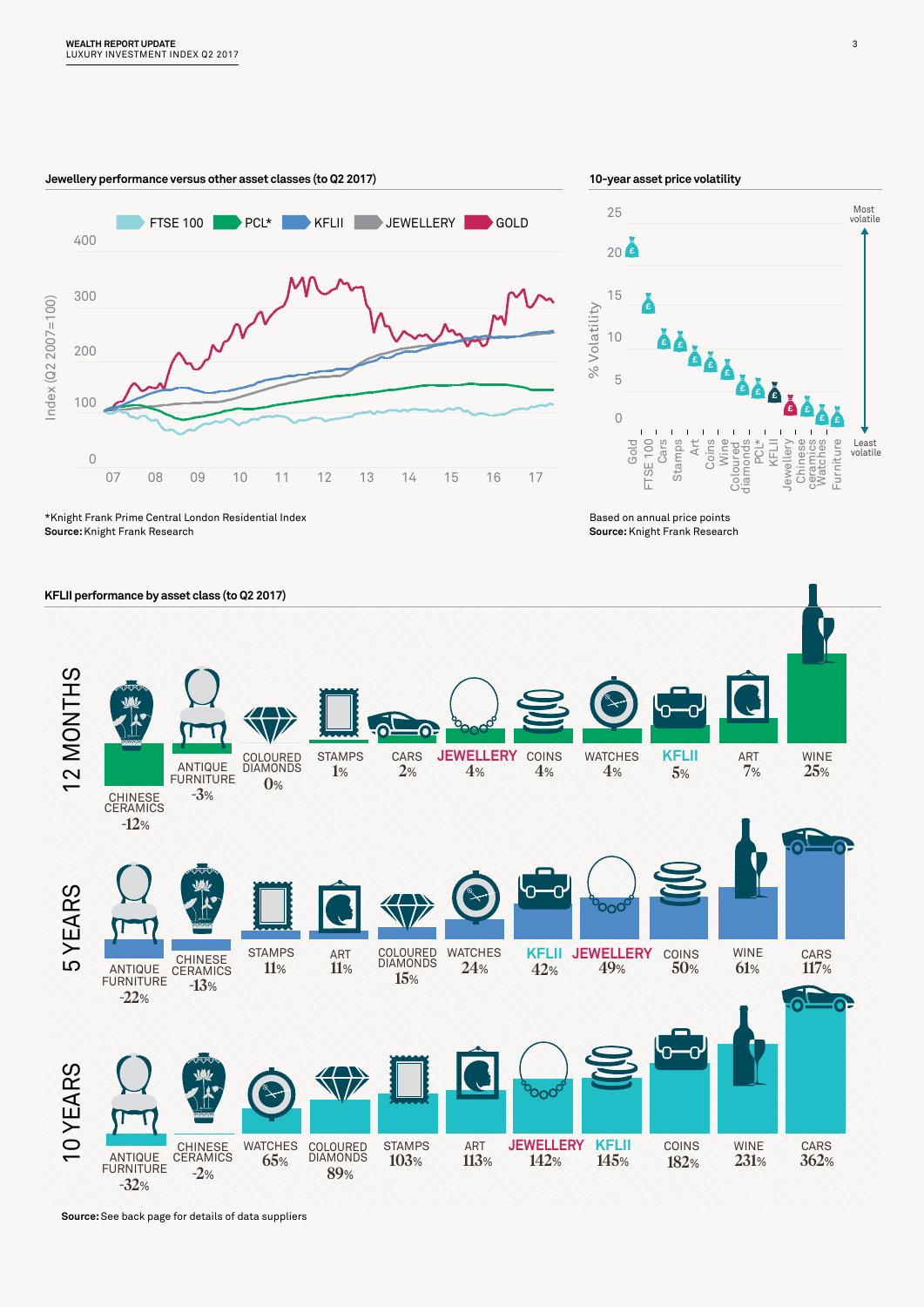### Jewellery performance versus other asset classes (to Q2 2017)

FTSE 100 | PCL* | KFLII | JEWELLERY | GOLD

Index (Q2 2007=100)

*Knight Frank Prime Central London Residential Index

**Source:** Knight Frank Research

### 10-year asset price volatility

% Volatility

Most volatile — Least volatile

Gold, FTSE 100, Cars, Stamps, Art, Coins, Wine, Coloured diamonds, PCL*, KFLII, Jewellery, Chinese ceramics, Watches, Furniture

Based on annual price points

**Source:** Knight Frank Research

### KFLII performance by asset class (to Q2 2017)

**12 MONTHS**

| Asset class | Performance |
|---|---|
| Chinese ceramics | -12% |
| Antique furniture | -3% |
| Coloured diamonds | 0% |
| Stamps | 1% |
| Cars | 2% |
| Jewellery | 4% |
| Coins | 4% |
| Watches | 4% |
| KFLII | 5% |
| Art | 7% |
| Wine | 25% |

**5 YEARS**

| Asset class | Performance |
|---|---|
| Antique furniture | -22% |
| Chinese ceramics | -13% |
| Stamps | 11% |
| Art | 11% |
| Coloured diamonds | 15% |
| Watches | 24% |
| KFLII | 42% |
| Jewellery | 49% |
| Coins | 50% |
| Wine | 61% |
| Cars | 117% |

**10 YEARS**

| Asset class | Performance |
|---|---|
| Antique furniture | -32% |
| Chinese ceramics | -2% |
| Watches | 65% |
| Coloured diamonds | 89% |
| Stamps | 103% |
| Art | 113% |
| Jewellery | 142% |
| KFLII | 145% |
| Coins | 182% |
| Wine | 231% |
| Cars | 362% |

**Source:** See back page for details of data suppliers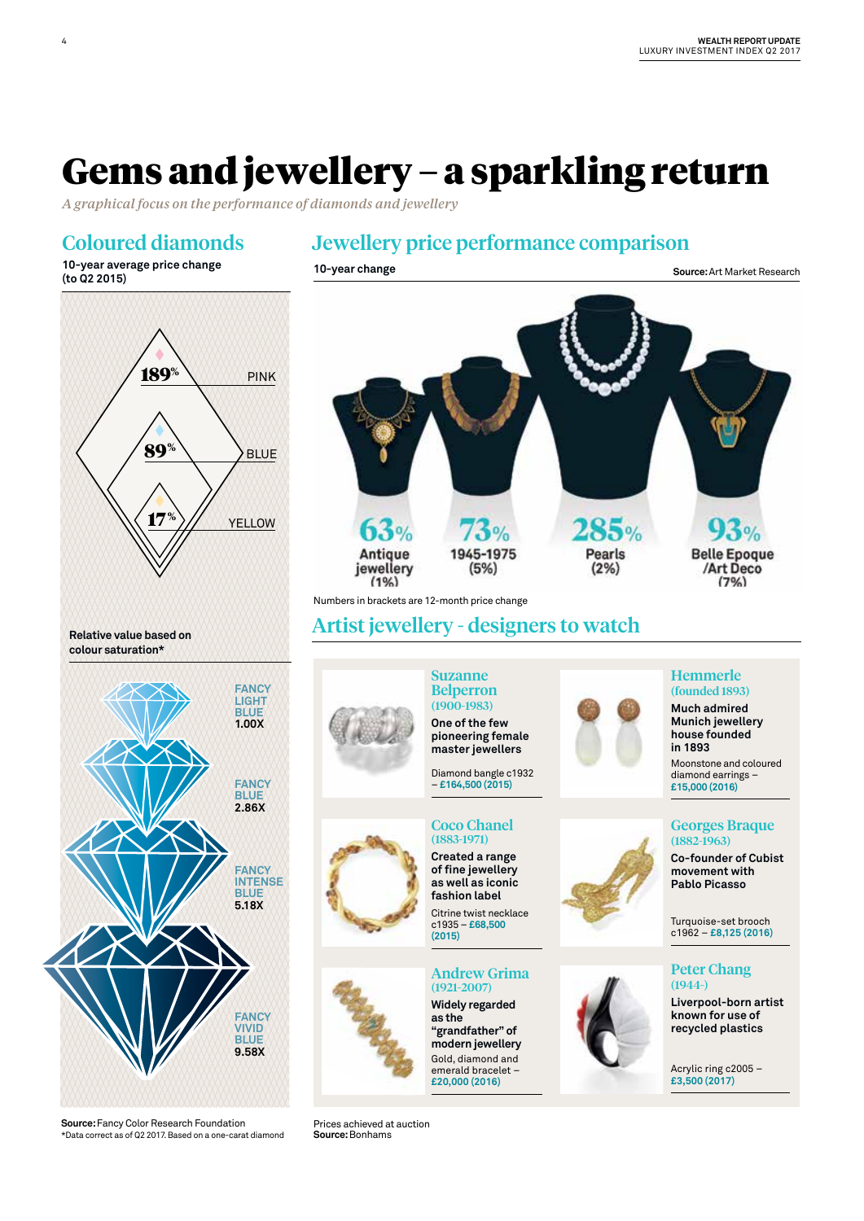# Gems and jewellery – a sparkling return

*A graphical focus on the performance of diamonds and jewellery*

## Coloured diamonds

**10-year average price change (to Q2 2015)**

| Colour | Price change |
|---|---|
| PINK | 189% |
| BLUE | 89% |
| YELLOW | 17% |

**Relative value based on colour saturation***

| Colour saturation | Relative value |
|---|---|
| FANCY LIGHT BLUE | 1.00X |
| FANCY BLUE | 2.86X |
| FANCY INTENSE BLUE | 5.18X |
| FANCY VIVID BLUE | 9.58X |

**Source:** Fancy Color Research Foundation
*Data correct as of Q2 2017. Based on a one-carat diamond

## Jewellery price performance comparison

**10-year change**

**Source:** Art Market Research

| Category | 10-year change | 12-month change |
|---|---|---|
| Antique jewellery | 63% | (1%) |
| 1945-1975 | 73% | (5%) |
| Pearls | 285% | (2%) |
| Belle Epoque /Art Deco | 93% | (7%) |

Numbers in brackets are 12-month price change

## Artist jewellery - designers to watch

### Suzanne Belperron (1900-1983)

**One of the few pioneering female master jewellers**

Diamond bangle c1932 – **£164,500 (2015)**

### Hemmerle (founded 1893)

**Much admired Munich jewellery house founded in 1893**

Moonstone and coloured diamond earrings – **£15,000 (2016)**

### Coco Chanel (1883-1971)

**Created a range of fine jewellery as well as iconic fashion label**

Citrine twist necklace c1935 – **£68,500 (2015)**

### Georges Braque (1882-1963)

**Co-founder of Cubist movement with Pablo Picasso**

Turquoise-set brooch c1962 – **£8,125 (2016)**

### Andrew Grima (1921-2007)

**Widely regarded as the "grandfather" of modern jewellery**

Gold, diamond and emerald bracelet – **£20,000 (2016)**

### Peter Chang (1944-)

**Liverpool-born artist known for use of recycled plastics**

Acrylic ring c2005 – **£3,500 (2017)**

Prices achieved at auction
**Source:** Bonhams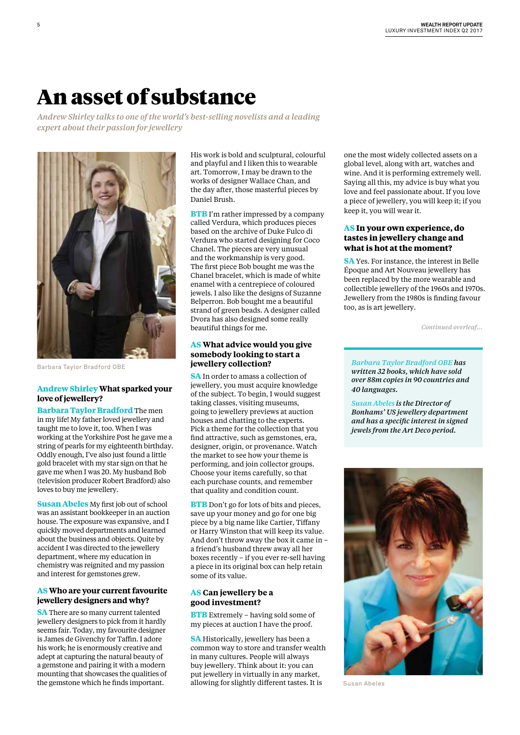# An asset of substance

*Andrew Shirley talks to one of the world's best-selling novelists and a leading expert about their passion for jewellery*

Barbara Taylor Bradford OBE

**Andrew Shirley What sparked your love of jewellery?**

**Barbara Taylor Bradford** The men in my life! My father loved jewellery and taught me to love it, too. When I was working at the Yorkshire Post he gave me a string of pearls for my eighteenth birthday. Oddly enough, I've also just found a little gold bracelet with my star sign on that he gave me when I was 20. My husband Bob (television producer Robert Bradford) also loves to buy me jewellery.

**Susan Abeles** My first job out of school was an assistant bookkeeper in an auction house. The exposure was expansive, and I quickly moved departments and learned about the business and objects. Quite by accident I was directed to the jewellery department, where my education in chemistry was reignited and my passion and interest for gemstones grew.

### AS Who are your current favourite jewellery designers and why?

**SA** There are so many current talented jewellery designers to pick from it hardly seems fair. Today, my favourite designer is James de Givenchy for Taffin. I adore his work; he is enormously creative and adept at capturing the natural beauty of a gemstone and pairing it with a modern mounting that showcases the qualities of the gemstone which he finds important. His work is bold and sculptural, colourful and playful and I liken this to wearable art. Tomorrow, I may be drawn to the works of designer Wallace Chan, and the day after, those masterful pieces by Daniel Brush.

**BTB** I'm rather impressed by a company called Verdura, which produces pieces based on the archive of Duke Fulco di Verdura who started designing for Coco Chanel. The pieces are very unusual and the workmanship is very good. The first piece Bob bought me was the Chanel bracelet, which is made of white enamel with a centrepiece of coloured jewels. I also like the designs of Suzanne Belperron. Bob bought me a beautiful strand of green beads. A designer called Dvora has also designed some really beautiful things for me.

### AS What advice would you give somebody looking to start a jewellery collection?

**SA** In order to amass a collection of jewellery, you must acquire knowledge of the subject. To begin, I would suggest taking classes, visiting museums, going to jewellery previews at auction houses and chatting to the experts. Pick a theme for the collection that you find attractive, such as gemstones, era, designer, origin, or provenance. Watch the market to see how your theme is performing, and join collector groups. Choose your items carefully, so that each purchase counts, and remember that quality and condition count.

**BTB** Don't go for lots of bits and pieces, save up your money and go for one big piece by a big name like Cartier, Tiffany or Harry Winston that will keep its value. And don't throw away the box it came in – a friend's husband threw away all her boxes recently – if you ever re-sell having a piece in its original box can help retain some of its value.

### AS Can jewellery be a good investment?

**BTB** Extremely – having sold some of my pieces at auction I have the proof.

**SA** Historically, jewellery has been a common way to store and transfer wealth in many cultures. People will always buy jewellery. Think about it: you can put jewellery in virtually in any market, allowing for slightly different tastes. It is one the most widely collected assets on a global level, along with art, watches and wine. And it is performing extremely well. Saying all this, my advice is buy what you love and feel passionate about. If you love a piece of jewellery, you will keep it; if you keep it, you will wear it.

### AS In your own experience, do tastes in jewellery change and what is hot at the moment?

**SA** Yes. For instance, the interest in Belle Époque and Art Nouveau jewellery has been replaced by the more wearable and collectible jewellery of the 1960s and 1970s. Jewellery from the 1980s is finding favour too, as is art jewellery.

*Continued overleaf...*

*Barbara Taylor Bradford OBE has written 32 books, which have sold over 88m copies in 90 countries and 40 languages.*

*Susan Abeles is the Director of Bonhams' US jewellery department and has a specific interest in signed jewels from the Art Deco period.*

Susan Abeles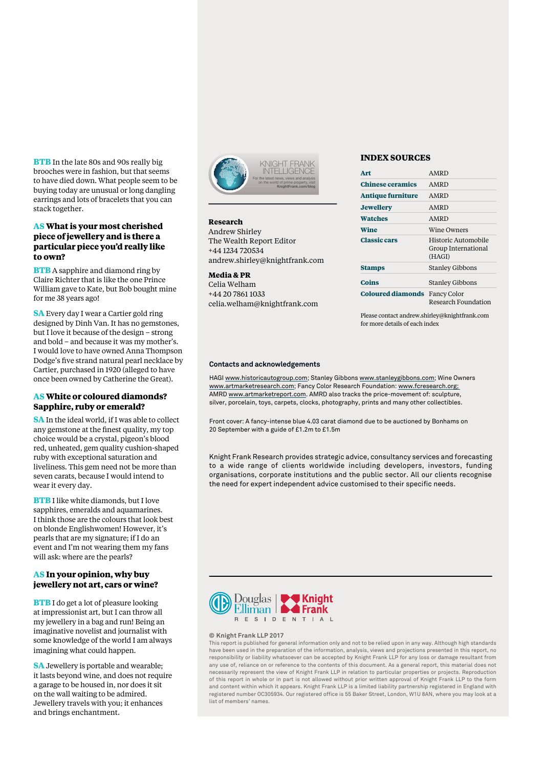**BTB** In the late 80s and 90s really big brooches were in fashion, but that seems to have died down. What people seem to be buying today are unusual or long dangling earrings and lots of bracelets that you can stack together.

### AS What is your most cherished piece of jewellery and is there a particular piece you'd really like to own?

**BTB** A sapphire and diamond ring by Claire Richter that is like the one Prince William gave to Kate, but Bob bought mine for me 38 years ago!

**SA** Every day I wear a Cartier gold ring designed by Dinh Van. It has no gemstones, but I love it because of the design – strong and bold – and because it was my mother's. I would love to have owned Anna Thompson Dodge's five strand natural pearl necklace by Cartier, purchased in 1920 (alleged to have once been owned by Catherine the Great).

### AS White or coloured diamonds? Sapphire, ruby or emerald?

**SA** In the ideal world, if I was able to collect any gemstone at the finest quality, my top choice would be a crystal, pigeon's blood red, unheated, gem quality cushion-shaped ruby with exceptional saturation and liveliness. This gem need not be more than seven carats, because I would intend to wear it every day.

**BTB** I like white diamonds, but I love sapphires, emeralds and aquamarines. I think those are the colours that look best on blonde Englishwomen! However, it's pearls that are my signature; if I do an event and I'm not wearing them my fans will ask: where are the pearls?

### AS In your opinion, why buy jewellery not art, cars or wine?

**BTB** I do get a lot of pleasure looking at impressionist art, but I can throw all my jewellery in a bag and run! Being an imaginative novelist and journalist with some knowledge of the world I am always imagining what could happen.

**SA** Jewellery is portable and wearable; it lasts beyond wine, and does not require a garage to be housed in, nor does it sit on the wall waiting to be admired. Jewellery travels with you; it enhances and brings enchantment.

KNIGHT FRANK INTELLIGENCE
For the latest news, views and analysis on the world of prime property, visit KnightFrank.com/blog

**Research**
Andrew Shirley
The Wealth Report Editor
+44 1234 720534
andrew.shirley@knightfrank.com

**Media & PR**
Celia Welham
+44 20 7861 1033
celia.welham@knightfrank.com

## INDEX SOURCES

| | |
|---|---|
| **Art** | AMRD |
| **Chinese ceramics** | AMRD |
| **Antique furniture** | AMRD |
| **Jewellery** | AMRD |
| **Watches** | AMRD |
| **Wine** | Wine Owners |
| **Classic cars** | Historic Automobile Group International (HAGI) |
| **Stamps** | Stanley Gibbons |
| **Coins** | Stanley Gibbons |
| **Coloured diamonds** | Fancy Color Research Foundation |

Please contact andrew.shirley@knightfrank.com for more details of each index

**Contacts and acknowledgements**

HAGI www.historicautogroup.com; Stanley Gibbons www.stanleygibbons.com; Wine Owners www.artmarketresearch.com; Fancy Color Research Foundation: www.fcresearch.org; AMRD www.artmarketreport.com. AMRD also tracks the price-movement of: sculpture, silver, porcelain, toys, carpets, clocks, photography, prints and many other collectibles.

Front cover: A fancy-intense blue 4.03 carat diamond due to be auctioned by Bonhams on 20 September with a guide of £1.2m to £1.5m

Knight Frank Research provides strategic advice, consultancy services and forecasting to a wide range of clients worldwide including developers, investors, funding organisations, corporate institutions and the public sector. All our clients recognise the need for expert independent advice customised to their specific needs.

Douglas Elliman | Knight Frank
RESIDENTIAL

**© Knight Frank LLP 2017**
This report is published for general information only and not to be relied upon in any way. Although high standards have been used in the preparation of the information, analysis, views and projections presented in this report, no responsibility or liability whatsoever can be accepted by Knight Frank LLP for any loss or damage resultant from any use of, reliance on or reference to the contents of this document. As a general report, this material does not necessarily represent the view of Knight Frank LLP in relation to particular properties or projects. Reproduction of this report in whole or in part is not allowed without prior written approval of Knight Frank LLP to the form and content within which it appears. Knight Frank LLP is a limited liability partnership registered in England with registered number OC305934. Our registered office is 55 Baker Street, London, W1U 8AN, where you may look at a list of members' names.